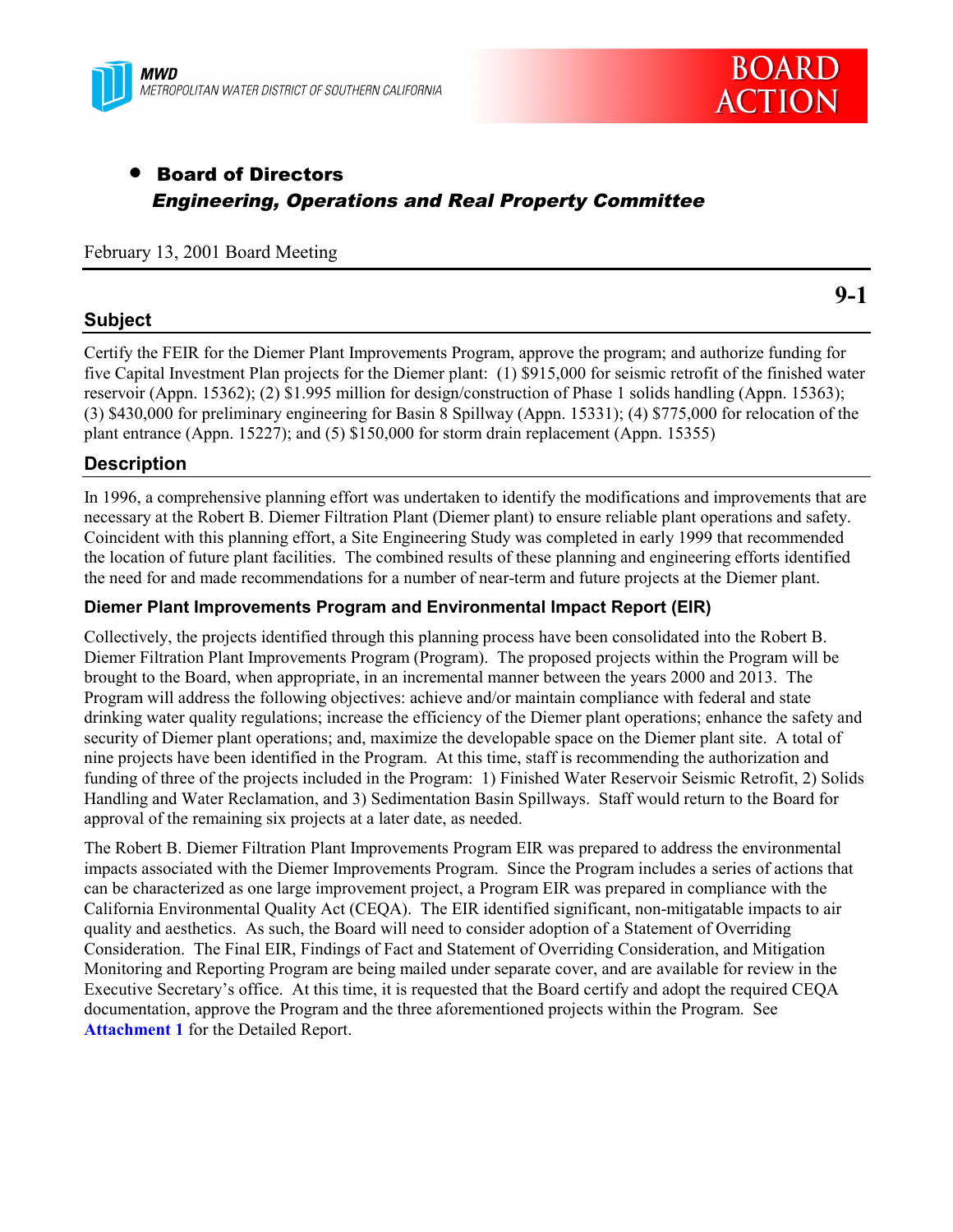MWD
METROPOLITAN WATER DISTRICT OF SOUTHERN CALIFORNIA

BOARD ACTION

- **Board of Directors**
  ***Engineering, Operations and Real Property Committee***

February 13, 2001 Board Meeting

**9-1**

## Subject

Certify the FEIR for the Diemer Plant Improvements Program, approve the program; and authorize funding for five Capital Investment Plan projects for the Diemer plant: (1) $915,000 for seismic retrofit of the finished water reservoir (Appn. 15362); (2) $1.995 million for design/construction of Phase 1 solids handling (Appn. 15363); (3) $430,000 for preliminary engineering for Basin 8 Spillway (Appn. 15331); (4) $775,000 for relocation of the plant entrance (Appn. 15227); and (5) $150,000 for storm drain replacement (Appn. 15355)

## Description

In 1996, a comprehensive planning effort was undertaken to identify the modifications and improvements that are necessary at the Robert B. Diemer Filtration Plant (Diemer plant) to ensure reliable plant operations and safety. Coincident with this planning effort, a Site Engineering Study was completed in early 1999 that recommended the location of future plant facilities. The combined results of these planning and engineering efforts identified the need for and made recommendations for a number of near-term and future projects at the Diemer plant.

### Diemer Plant Improvements Program and Environmental Impact Report (EIR)

Collectively, the projects identified through this planning process have been consolidated into the Robert B. Diemer Filtration Plant Improvements Program (Program). The proposed projects within the Program will be brought to the Board, when appropriate, in an incremental manner between the years 2000 and 2013. The Program will address the following objectives: achieve and/or maintain compliance with federal and state drinking water quality regulations; increase the efficiency of the Diemer plant operations; enhance the safety and security of Diemer plant operations; and, maximize the developable space on the Diemer plant site. A total of nine projects have been identified in the Program. At this time, staff is recommending the authorization and funding of three of the projects included in the Program: 1) Finished Water Reservoir Seismic Retrofit, 2) Solids Handling and Water Reclamation, and 3) Sedimentation Basin Spillways. Staff would return to the Board for approval of the remaining six projects at a later date, as needed.

The Robert B. Diemer Filtration Plant Improvements Program EIR was prepared to address the environmental impacts associated with the Diemer Improvements Program. Since the Program includes a series of actions that can be characterized as one large improvement project, a Program EIR was prepared in compliance with the California Environmental Quality Act (CEQA). The EIR identified significant, non-mitigatable impacts to air quality and aesthetics. As such, the Board will need to consider adoption of a Statement of Overriding Consideration. The Final EIR, Findings of Fact and Statement of Overriding Consideration, and Mitigation Monitoring and Reporting Program are being mailed under separate cover, and are available for review in the Executive Secretary's office. At this time, it is requested that the Board certify and adopt the required CEQA documentation, approve the Program and the three aforementioned projects within the Program. See **Attachment 1** for the Detailed Report.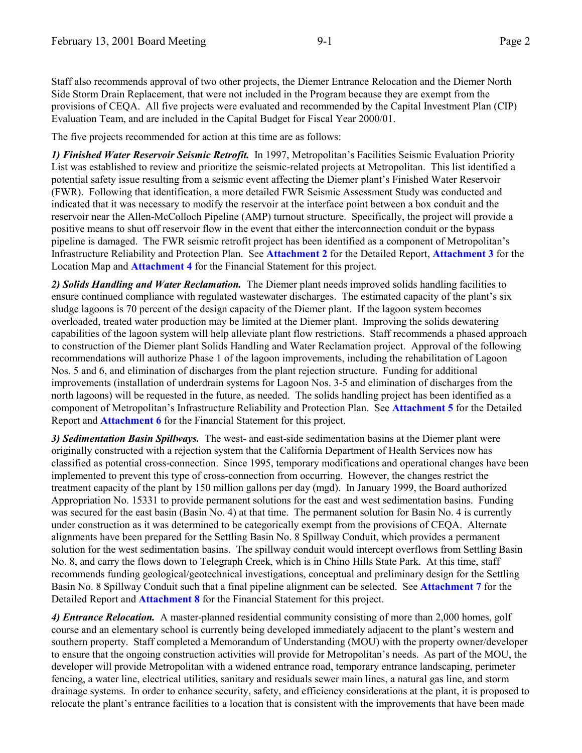Staff also recommends approval of two other projects, the Diemer Entrance Relocation and the Diemer North Side Storm Drain Replacement, that were not included in the Program because they are exempt from the provisions of CEQA. All five projects were evaluated and recommended by the Capital Investment Plan (CIP) Evaluation Team, and are included in the Capital Budget for Fiscal Year 2000/01.

The five projects recommended for action at this time are as follows:

***1) Finished Water Reservoir Seismic Retrofit.*** In 1997, Metropolitan's Facilities Seismic Evaluation Priority List was established to review and prioritize the seismic-related projects at Metropolitan. This list identified a potential safety issue resulting from a seismic event affecting the Diemer plant's Finished Water Reservoir (FWR). Following that identification, a more detailed FWR Seismic Assessment Study was conducted and indicated that it was necessary to modify the reservoir at the interface point between a box conduit and the reservoir near the Allen-McColloch Pipeline (AMP) turnout structure. Specifically, the project will provide a positive means to shut off reservoir flow in the event that either the interconnection conduit or the bypass pipeline is damaged. The FWR seismic retrofit project has been identified as a component of Metropolitan's Infrastructure Reliability and Protection Plan. See **Attachment 2** for the Detailed Report, **Attachment 3** for the Location Map and **Attachment 4** for the Financial Statement for this project.

***2) Solids Handling and Water Reclamation.*** The Diemer plant needs improved solids handling facilities to ensure continued compliance with regulated wastewater discharges. The estimated capacity of the plant's six sludge lagoons is 70 percent of the design capacity of the Diemer plant. If the lagoon system becomes overloaded, treated water production may be limited at the Diemer plant. Improving the solids dewatering capabilities of the lagoon system will help alleviate plant flow restrictions. Staff recommends a phased approach to construction of the Diemer plant Solids Handling and Water Reclamation project. Approval of the following recommendations will authorize Phase 1 of the lagoon improvements, including the rehabilitation of Lagoon Nos. 5 and 6, and elimination of discharges from the plant rejection structure. Funding for additional improvements (installation of underdrain systems for Lagoon Nos. 3-5 and elimination of discharges from the north lagoons) will be requested in the future, as needed. The solids handling project has been identified as a component of Metropolitan's Infrastructure Reliability and Protection Plan. See **Attachment 5** for the Detailed Report and **Attachment 6** for the Financial Statement for this project.

***3) Sedimentation Basin Spillways.*** The west- and east-side sedimentation basins at the Diemer plant were originally constructed with a rejection system that the California Department of Health Services now has classified as potential cross-connection. Since 1995, temporary modifications and operational changes have been implemented to prevent this type of cross-connection from occurring. However, the changes restrict the treatment capacity of the plant by 150 million gallons per day (mgd). In January 1999, the Board authorized Appropriation No. 15331 to provide permanent solutions for the east and west sedimentation basins. Funding was secured for the east basin (Basin No. 4) at that time. The permanent solution for Basin No. 4 is currently under construction as it was determined to be categorically exempt from the provisions of CEQA. Alternate alignments have been prepared for the Settling Basin No. 8 Spillway Conduit, which provides a permanent solution for the west sedimentation basins. The spillway conduit would intercept overflows from Settling Basin No. 8, and carry the flows down to Telegraph Creek, which is in Chino Hills State Park. At this time, staff recommends funding geological/geotechnical investigations, conceptual and preliminary design for the Settling Basin No. 8 Spillway Conduit such that a final pipeline alignment can be selected. See **Attachment 7** for the Detailed Report and **Attachment 8** for the Financial Statement for this project.

***4) Entrance Relocation.*** A master-planned residential community consisting of more than 2,000 homes, golf course and an elementary school is currently being developed immediately adjacent to the plant's western and southern property. Staff completed a Memorandum of Understanding (MOU) with the property owner/developer to ensure that the ongoing construction activities will provide for Metropolitan's needs. As part of the MOU, the developer will provide Metropolitan with a widened entrance road, temporary entrance landscaping, perimeter fencing, a water line, electrical utilities, sanitary and residuals sewer main lines, a natural gas line, and storm drainage systems. In order to enhance security, safety, and efficiency considerations at the plant, it is proposed to relocate the plant's entrance facilities to a location that is consistent with the improvements that have been made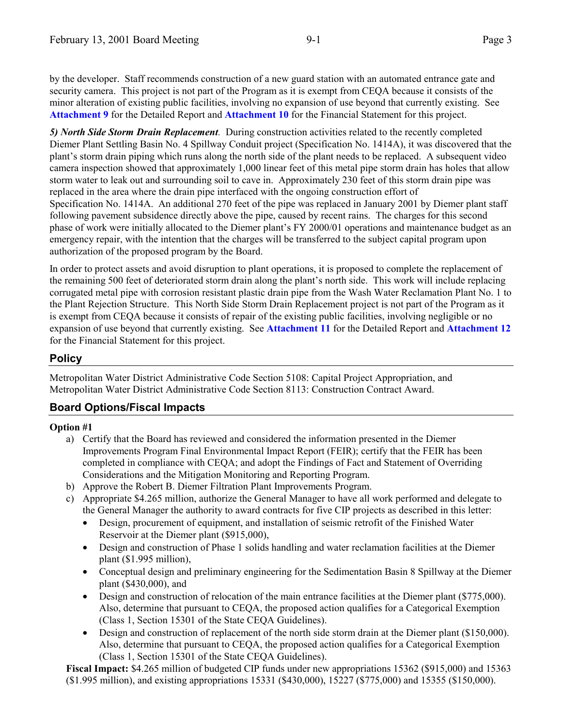by the developer. Staff recommends construction of a new guard station with an automated entrance gate and security camera. This project is not part of the Program as it is exempt from CEQA because it consists of the minor alteration of existing public facilities, involving no expansion of use beyond that currently existing. See **Attachment 9** for the Detailed Report and **Attachment 10** for the Financial Statement for this project.

***5) North Side Storm Drain Replacement****.* During construction activities related to the recently completed Diemer Plant Settling Basin No. 4 Spillway Conduit project (Specification No. 1414A), it was discovered that the plant's storm drain piping which runs along the north side of the plant needs to be replaced. A subsequent video camera inspection showed that approximately 1,000 linear feet of this metal pipe storm drain has holes that allow storm water to leak out and surrounding soil to cave in. Approximately 230 feet of this storm drain pipe was replaced in the area where the drain pipe interfaced with the ongoing construction effort of Specification No. 1414A. An additional 270 feet of the pipe was replaced in January 2001 by Diemer plant staff following pavement subsidence directly above the pipe, caused by recent rains. The charges for this second phase of work were initially allocated to the Diemer plant's FY 2000/01 operations and maintenance budget as an emergency repair, with the intention that the charges will be transferred to the subject capital program upon authorization of the proposed program by the Board.

In order to protect assets and avoid disruption to plant operations, it is proposed to complete the replacement of the remaining 500 feet of deteriorated storm drain along the plant's north side. This work will include replacing corrugated metal pipe with corrosion resistant plastic drain pipe from the Wash Water Reclamation Plant No. 1 to the Plant Rejection Structure. This North Side Storm Drain Replacement project is not part of the Program as it is exempt from CEQA because it consists of repair of the existing public facilities, involving negligible or no expansion of use beyond that currently existing. See **Attachment 11** for the Detailed Report and **Attachment 12** for the Financial Statement for this project.

## Policy

Metropolitan Water District Administrative Code Section 5108: Capital Project Appropriation, and Metropolitan Water District Administrative Code Section 8113: Construction Contract Award.

## Board Options/Fiscal Impacts

**Option #1**

a) Certify that the Board has reviewed and considered the information presented in the Diemer Improvements Program Final Environmental Impact Report (FEIR); certify that the FEIR has been completed in compliance with CEQA; and adopt the Findings of Fact and Statement of Overriding Considerations and the Mitigation Monitoring and Reporting Program.

b) Approve the Robert B. Diemer Filtration Plant Improvements Program.

c) Appropriate $4.265 million, authorize the General Manager to have all work performed and delegate to the General Manager the authority to award contracts for five CIP projects as described in this letter:
   - Design, procurement of equipment, and installation of seismic retrofit of the Finished Water Reservoir at the Diemer plant ($915,000),
   - Design and construction of Phase 1 solids handling and water reclamation facilities at the Diemer plant ($1.995 million),
   - Conceptual design and preliminary engineering for the Sedimentation Basin 8 Spillway at the Diemer plant ($430,000), and
   - Design and construction of relocation of the main entrance facilities at the Diemer plant ($775,000). Also, determine that pursuant to CEQA, the proposed action qualifies for a Categorical Exemption (Class 1, Section 15301 of the State CEQA Guidelines).
   - Design and construction of replacement of the north side storm drain at the Diemer plant ($150,000). Also, determine that pursuant to CEQA, the proposed action qualifies for a Categorical Exemption (Class 1, Section 15301 of the State CEQA Guidelines).

**Fiscal Impact:** $4.265 million of budgeted CIP funds under new appropriations 15362 ($915,000) and 15363 ($1.995 million), and existing appropriations 15331 ($430,000), 15227 ($775,000) and 15355 ($150,000).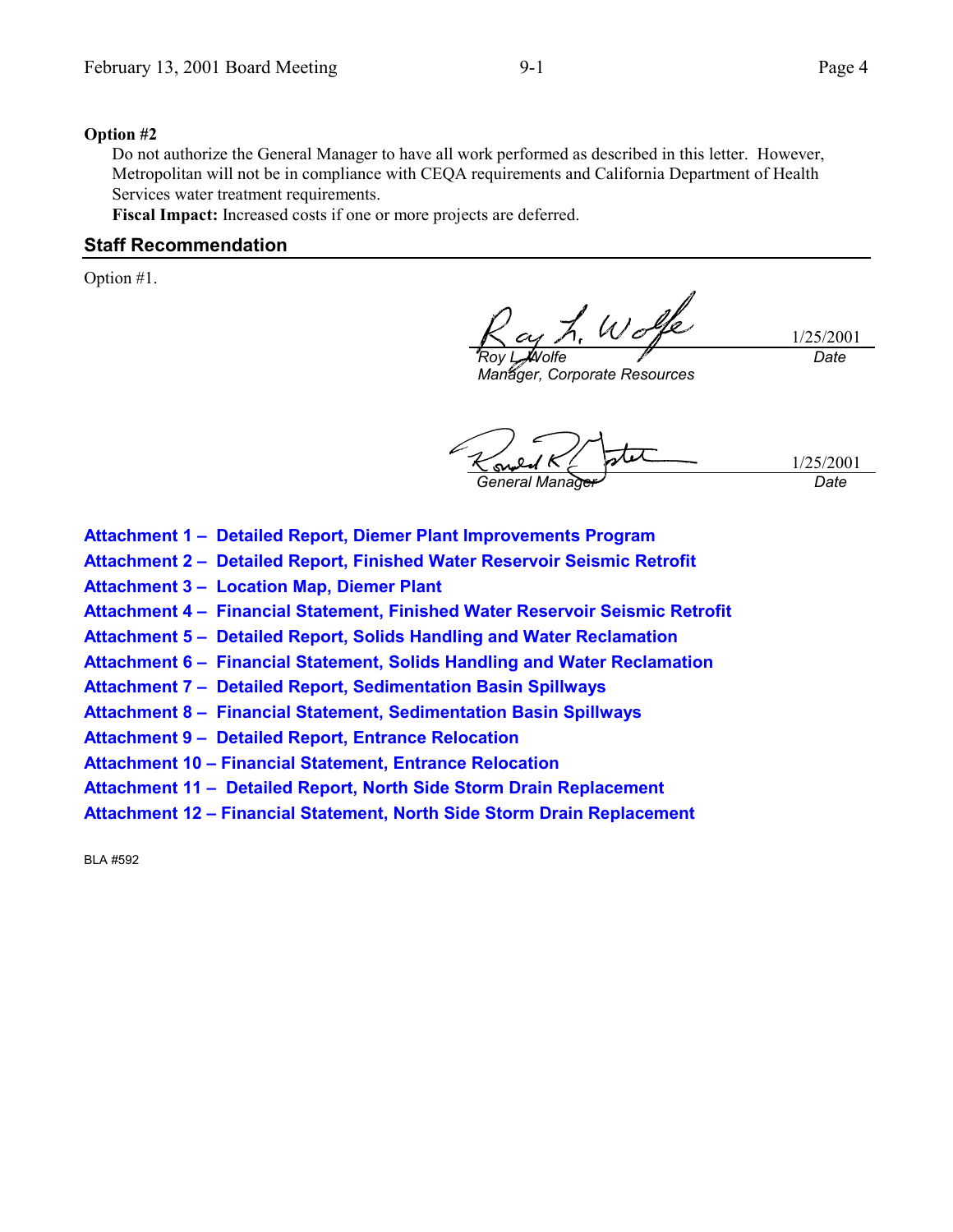**Option #2**

Do not authorize the General Manager to have all work performed as described in this letter. However, Metropolitan will not be in compliance with CEQA requirements and California Department of Health Services water treatment requirements.

**Fiscal Impact:** Increased costs if one or more projects are deferred.

## Staff Recommendation

Option #1.

| | |
|---|---|
| *Roy L. Wolfe* | 1/25/2001 |
| *Manager, Corporate Resources* | *Date* |

| | |
|---|---|
| *General Manager* | 1/25/2001 |
| | *Date* |

**Attachment 1 – Detailed Report, Diemer Plant Improvements Program**
**Attachment 2 – Detailed Report, Finished Water Reservoir Seismic Retrofit**
**Attachment 3 – Location Map, Diemer Plant**
**Attachment 4 – Financial Statement, Finished Water Reservoir Seismic Retrofit**
**Attachment 5 – Detailed Report, Solids Handling and Water Reclamation**
**Attachment 6 – Financial Statement, Solids Handling and Water Reclamation**
**Attachment 7 – Detailed Report, Sedimentation Basin Spillways**
**Attachment 8 – Financial Statement, Sedimentation Basin Spillways**
**Attachment 9 – Detailed Report, Entrance Relocation**
**Attachment 10 – Financial Statement, Entrance Relocation**
**Attachment 11 – Detailed Report, North Side Storm Drain Replacement**
**Attachment 12 – Financial Statement, North Side Storm Drain Replacement**

BLA #592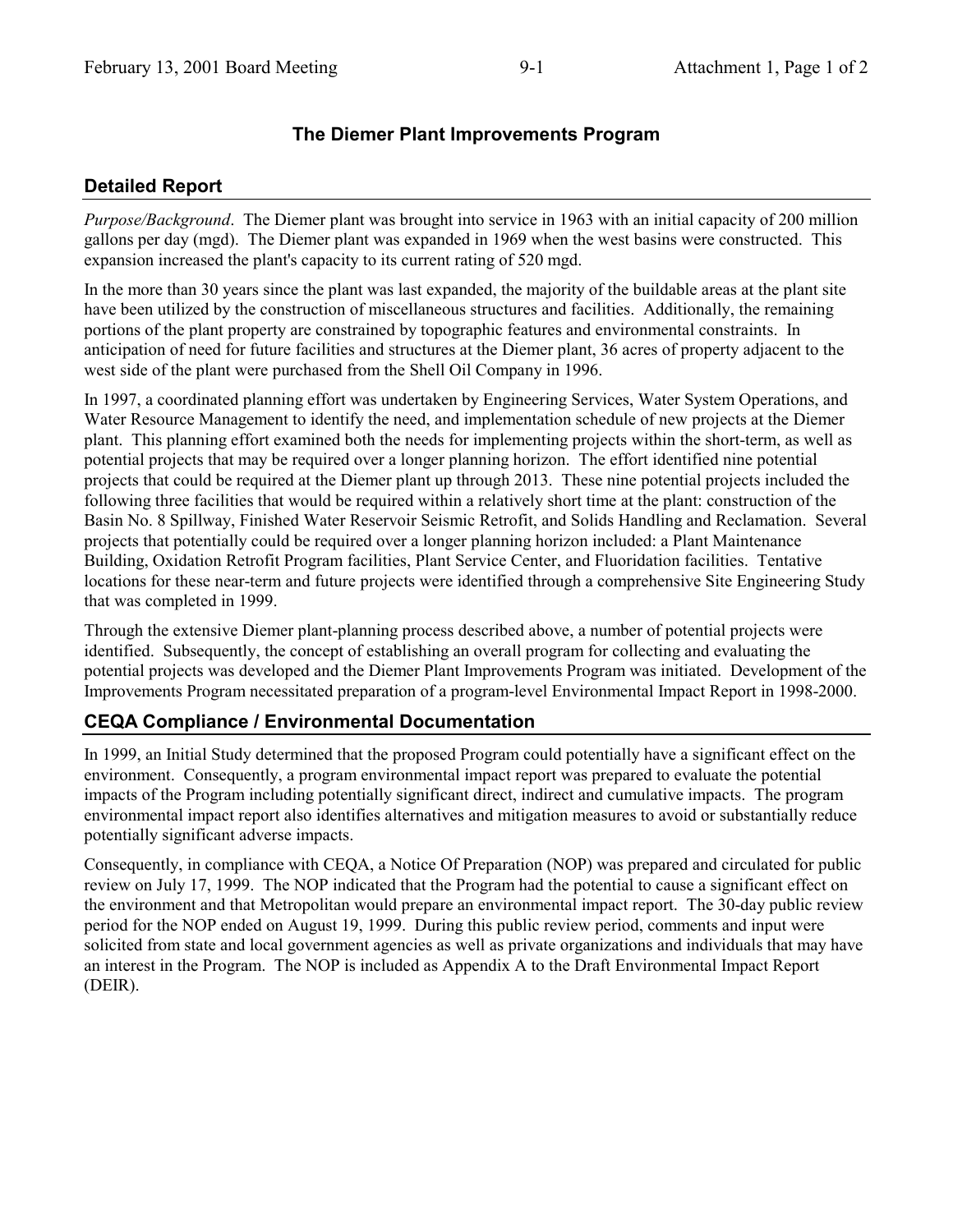# The Diemer Plant Improvements Program

## Detailed Report

*Purpose/Background*. The Diemer plant was brought into service in 1963 with an initial capacity of 200 million gallons per day (mgd). The Diemer plant was expanded in 1969 when the west basins were constructed. This expansion increased the plant's capacity to its current rating of 520 mgd.

In the more than 30 years since the plant was last expanded, the majority of the buildable areas at the plant site have been utilized by the construction of miscellaneous structures and facilities. Additionally, the remaining portions of the plant property are constrained by topographic features and environmental constraints. In anticipation of need for future facilities and structures at the Diemer plant, 36 acres of property adjacent to the west side of the plant were purchased from the Shell Oil Company in 1996.

In 1997, a coordinated planning effort was undertaken by Engineering Services, Water System Operations, and Water Resource Management to identify the need, and implementation schedule of new projects at the Diemer plant. This planning effort examined both the needs for implementing projects within the short-term, as well as potential projects that may be required over a longer planning horizon. The effort identified nine potential projects that could be required at the Diemer plant up through 2013. These nine potential projects included the following three facilities that would be required within a relatively short time at the plant: construction of the Basin No. 8 Spillway, Finished Water Reservoir Seismic Retrofit, and Solids Handling and Reclamation. Several projects that potentially could be required over a longer planning horizon included: a Plant Maintenance Building, Oxidation Retrofit Program facilities, Plant Service Center, and Fluoridation facilities. Tentative locations for these near-term and future projects were identified through a comprehensive Site Engineering Study that was completed in 1999.

Through the extensive Diemer plant-planning process described above, a number of potential projects were identified. Subsequently, the concept of establishing an overall program for collecting and evaluating the potential projects was developed and the Diemer Plant Improvements Program was initiated. Development of the Improvements Program necessitated preparation of a program-level Environmental Impact Report in 1998-2000.

## CEQA Compliance / Environmental Documentation

In 1999, an Initial Study determined that the proposed Program could potentially have a significant effect on the environment. Consequently, a program environmental impact report was prepared to evaluate the potential impacts of the Program including potentially significant direct, indirect and cumulative impacts. The program environmental impact report also identifies alternatives and mitigation measures to avoid or substantially reduce potentially significant adverse impacts.

Consequently, in compliance with CEQA, a Notice Of Preparation (NOP) was prepared and circulated for public review on July 17, 1999. The NOP indicated that the Program had the potential to cause a significant effect on the environment and that Metropolitan would prepare an environmental impact report. The 30-day public review period for the NOP ended on August 19, 1999. During this public review period, comments and input were solicited from state and local government agencies as well as private organizations and individuals that may have an interest in the Program. The NOP is included as Appendix A to the Draft Environmental Impact Report (DEIR).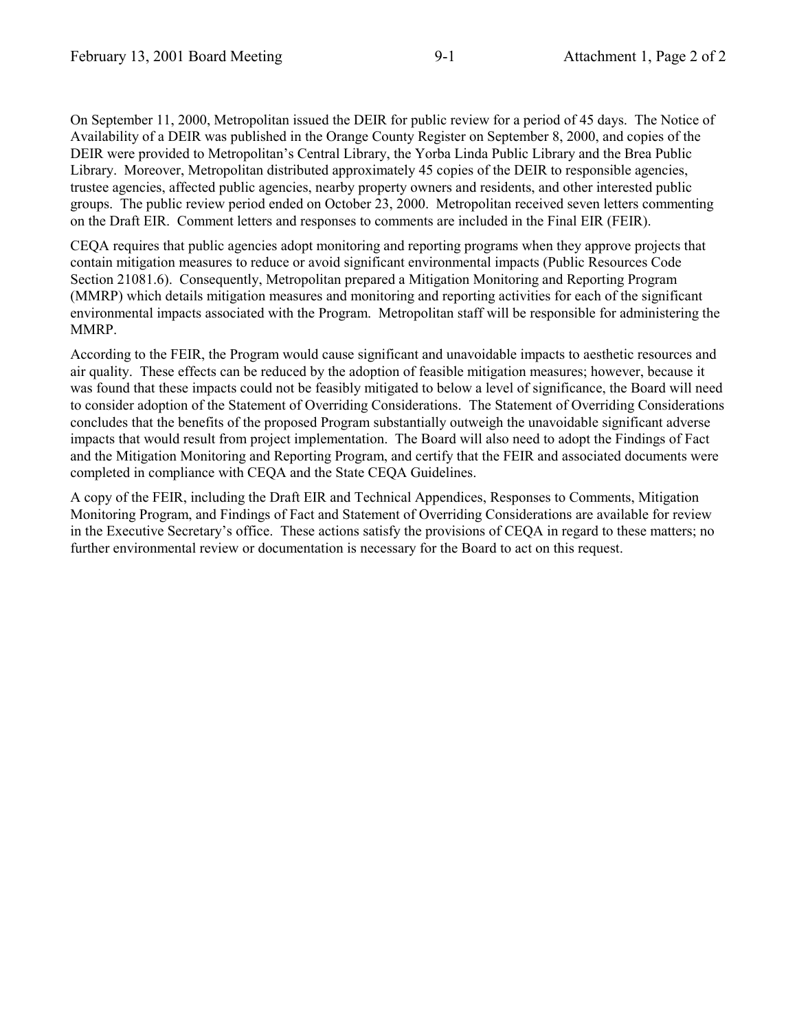On September 11, 2000, Metropolitan issued the DEIR for public review for a period of 45 days. The Notice of Availability of a DEIR was published in the Orange County Register on September 8, 2000, and copies of the DEIR were provided to Metropolitan's Central Library, the Yorba Linda Public Library and the Brea Public Library. Moreover, Metropolitan distributed approximately 45 copies of the DEIR to responsible agencies, trustee agencies, affected public agencies, nearby property owners and residents, and other interested public groups. The public review period ended on October 23, 2000. Metropolitan received seven letters commenting on the Draft EIR. Comment letters and responses to comments are included in the Final EIR (FEIR).

CEQA requires that public agencies adopt monitoring and reporting programs when they approve projects that contain mitigation measures to reduce or avoid significant environmental impacts (Public Resources Code Section 21081.6). Consequently, Metropolitan prepared a Mitigation Monitoring and Reporting Program (MMRP) which details mitigation measures and monitoring and reporting activities for each of the significant environmental impacts associated with the Program. Metropolitan staff will be responsible for administering the MMRP.

According to the FEIR, the Program would cause significant and unavoidable impacts to aesthetic resources and air quality. These effects can be reduced by the adoption of feasible mitigation measures; however, because it was found that these impacts could not be feasibly mitigated to below a level of significance, the Board will need to consider adoption of the Statement of Overriding Considerations. The Statement of Overriding Considerations concludes that the benefits of the proposed Program substantially outweigh the unavoidable significant adverse impacts that would result from project implementation. The Board will also need to adopt the Findings of Fact and the Mitigation Monitoring and Reporting Program, and certify that the FEIR and associated documents were completed in compliance with CEQA and the State CEQA Guidelines.

A copy of the FEIR, including the Draft EIR and Technical Appendices, Responses to Comments, Mitigation Monitoring Program, and Findings of Fact and Statement of Overriding Considerations are available for review in the Executive Secretary's office. These actions satisfy the provisions of CEQA in regard to these matters; no further environmental review or documentation is necessary for the Board to act on this request.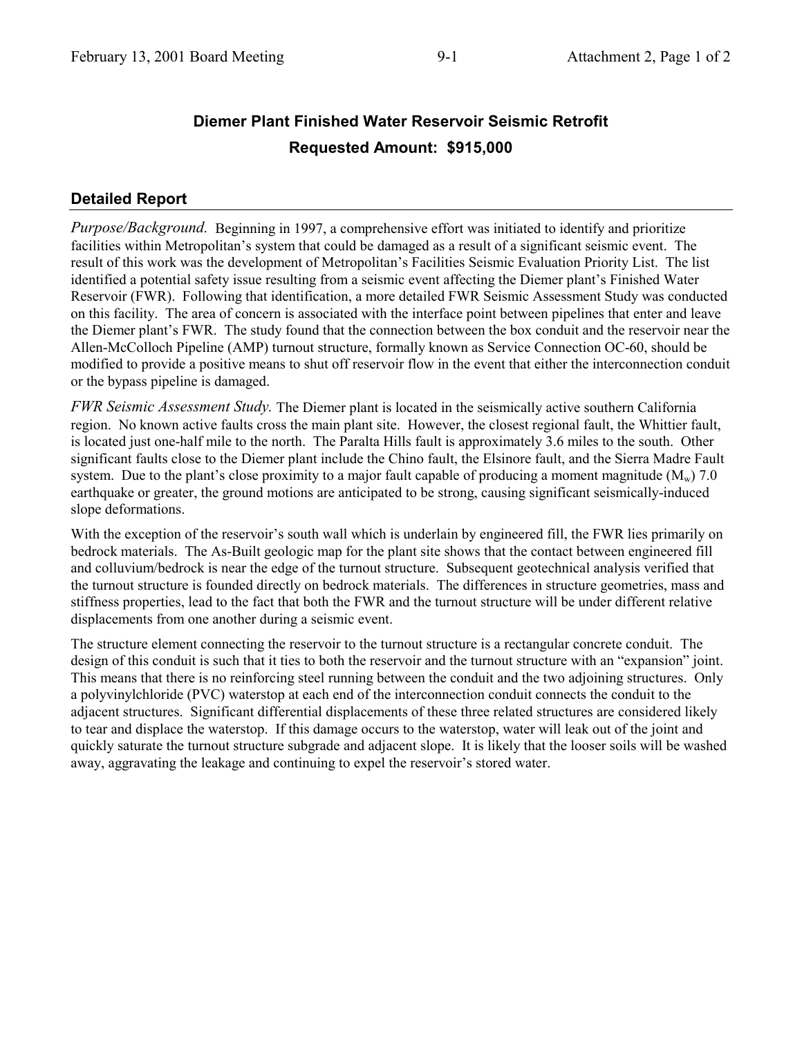# Diemer Plant Finished Water Reservoir Seismic Retrofit

**Requested Amount: $915,000**

## Detailed Report

*Purpose/Background.* Beginning in 1997, a comprehensive effort was initiated to identify and prioritize facilities within Metropolitan's system that could be damaged as a result of a significant seismic event. The result of this work was the development of Metropolitan's Facilities Seismic Evaluation Priority List. The list identified a potential safety issue resulting from a seismic event affecting the Diemer plant's Finished Water Reservoir (FWR). Following that identification, a more detailed FWR Seismic Assessment Study was conducted on this facility. The area of concern is associated with the interface point between pipelines that enter and leave the Diemer plant's FWR. The study found that the connection between the box conduit and the reservoir near the Allen-McColloch Pipeline (AMP) turnout structure, formally known as Service Connection OC-60, should be modified to provide a positive means to shut off reservoir flow in the event that either the interconnection conduit or the bypass pipeline is damaged.

*FWR Seismic Assessment Study.* The Diemer plant is located in the seismically active southern California region. No known active faults cross the main plant site. However, the closest regional fault, the Whittier fault, is located just one-half mile to the north. The Paralta Hills fault is approximately 3.6 miles to the south. Other significant faults close to the Diemer plant include the Chino fault, the Elsinore fault, and the Sierra Madre Fault system. Due to the plant's close proximity to a major fault capable of producing a moment magnitude ($M_w$) 7.0 earthquake or greater, the ground motions are anticipated to be strong, causing significant seismically-induced slope deformations.

With the exception of the reservoir's south wall which is underlain by engineered fill, the FWR lies primarily on bedrock materials. The As-Built geologic map for the plant site shows that the contact between engineered fill and colluvium/bedrock is near the edge of the turnout structure. Subsequent geotechnical analysis verified that the turnout structure is founded directly on bedrock materials. The differences in structure geometries, mass and stiffness properties, lead to the fact that both the FWR and the turnout structure will be under different relative displacements from one another during a seismic event.

The structure element connecting the reservoir to the turnout structure is a rectangular concrete conduit. The design of this conduit is such that it ties to both the reservoir and the turnout structure with an "expansion" joint. This means that there is no reinforcing steel running between the conduit and the two adjoining structures. Only a polyvinylchloride (PVC) waterstop at each end of the interconnection conduit connects the conduit to the adjacent structures. Significant differential displacements of these three related structures are considered likely to tear and displace the waterstop. If this damage occurs to the waterstop, water will leak out of the joint and quickly saturate the turnout structure subgrade and adjacent slope. It is likely that the looser soils will be washed away, aggravating the leakage and continuing to expel the reservoir's stored water.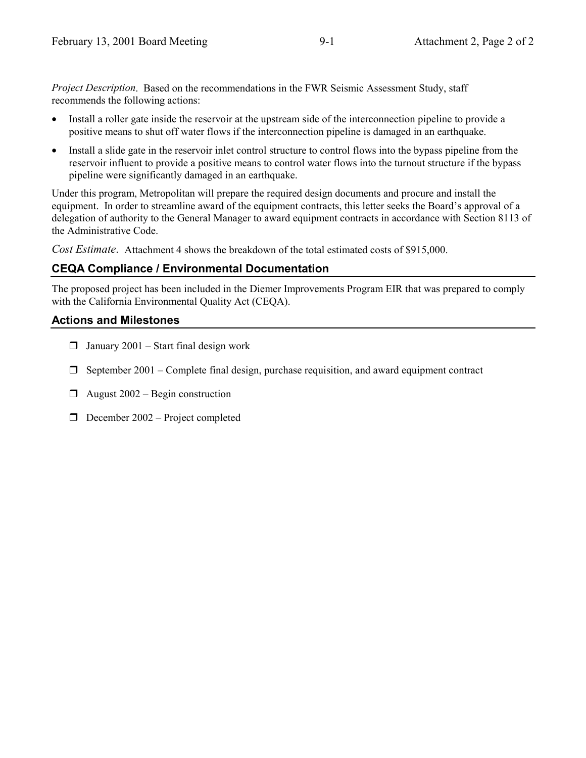*Project Description*. Based on the recommendations in the FWR Seismic Assessment Study, staff recommends the following actions:

- Install a roller gate inside the reservoir at the upstream side of the interconnection pipeline to provide a positive means to shut off water flows if the interconnection pipeline is damaged in an earthquake.
- Install a slide gate in the reservoir inlet control structure to control flows into the bypass pipeline from the reservoir influent to provide a positive means to control water flows into the turnout structure if the bypass pipeline were significantly damaged in an earthquake.

Under this program, Metropolitan will prepare the required design documents and procure and install the equipment. In order to streamline award of the equipment contracts, this letter seeks the Board's approval of a delegation of authority to the General Manager to award equipment contracts in accordance with Section 8113 of the Administrative Code.

*Cost Estimate*. Attachment 4 shows the breakdown of the total estimated costs of $915,000.

## CEQA Compliance / Environmental Documentation

The proposed project has been included in the Diemer Improvements Program EIR that was prepared to comply with the California Environmental Quality Act (CEQA).

## Actions and Milestones

- ❒ January 2001 – Start final design work
- ❒ September 2001 – Complete final design, purchase requisition, and award equipment contract
- ❒ August 2002 – Begin construction
- ❒ December 2002 – Project completed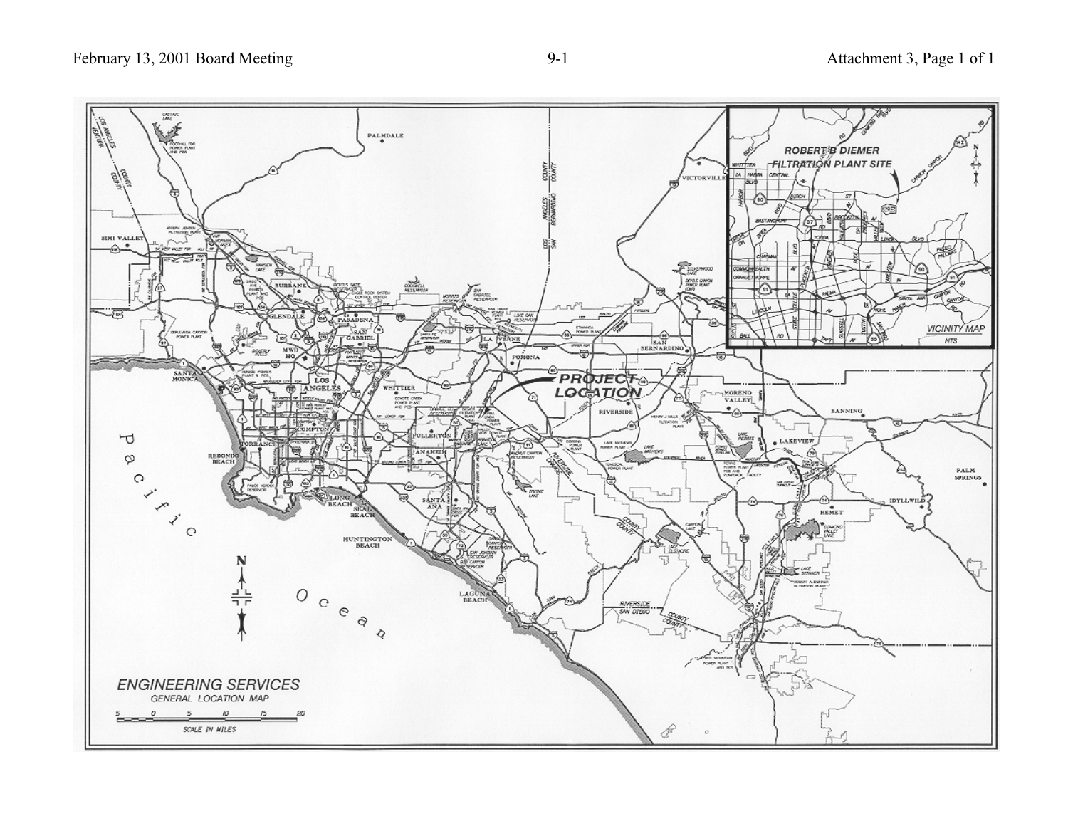ENGINEERING SERVICES

GENERAL LOCATION MAP

ROBERT B DIEMER FILTRATION PLANT SITE

VICINITY MAP

NTS

PROJECT LOCATION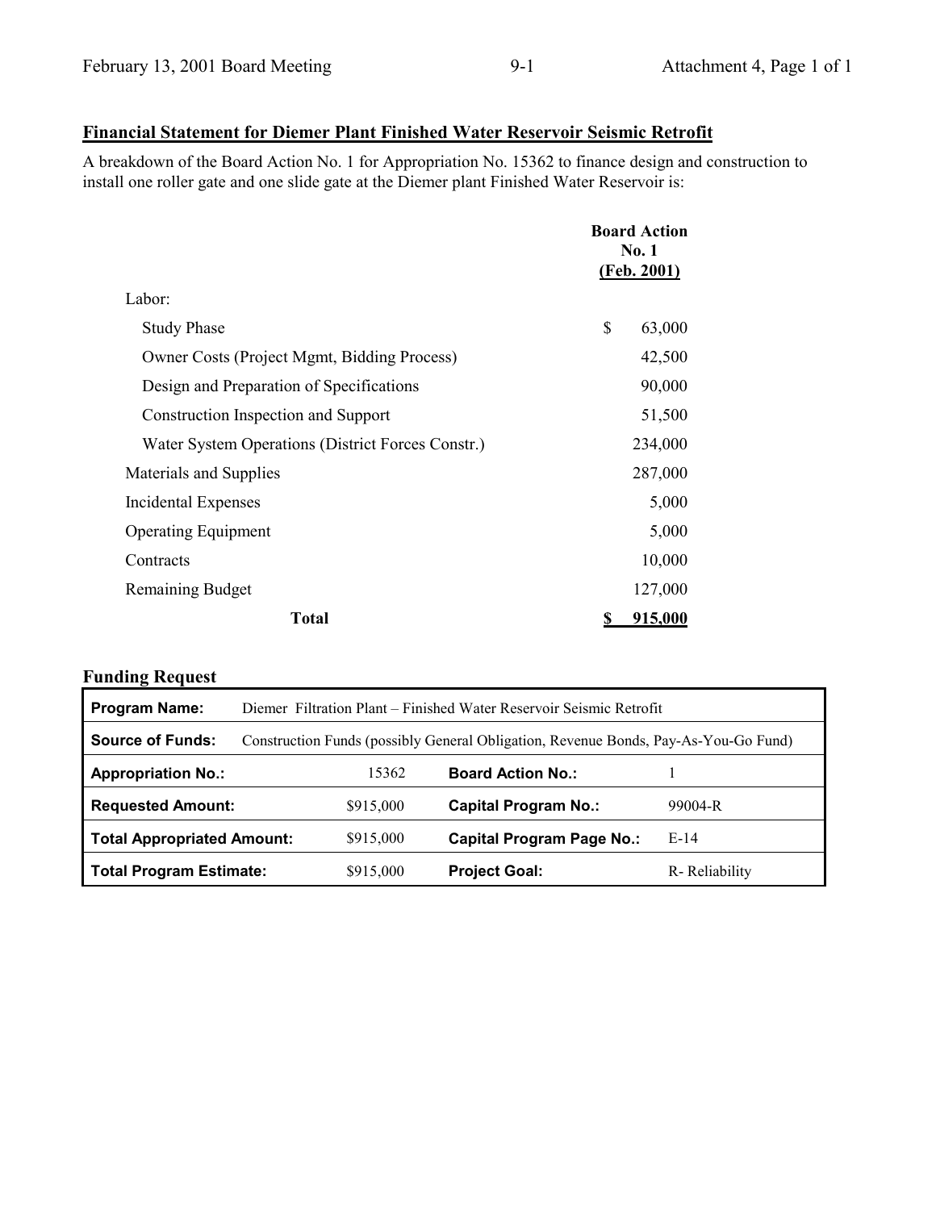## Financial Statement for Diemer Plant Finished Water Reservoir Seismic Retrofit

A breakdown of the Board Action No. 1 for Appropriation No. 15362 to finance design and construction to install one roller gate and one slide gate at the Diemer plant Finished Water Reservoir is:

| | Board Action No. 1 (Feb. 2001) |
|---|---|
| Labor: | |
| Study Phase | $ 63,000 |
| Owner Costs (Project Mgmt, Bidding Process) | 42,500 |
| Design and Preparation of Specifications | 90,000 |
| Construction Inspection and Support | 51,500 |
| Water System Operations (District Forces Constr.) | 234,000 |
| Materials and Supplies | 287,000 |
| Incidental Expenses | 5,000 |
| Operating Equipment | 5,000 |
| Contracts | 10,000 |
| Remaining Budget | 127,000 |
| **Total** | **$ 915,000** |

### Funding Request

| **Program Name:** | Diemer Filtration Plant – Finished Water Reservoir Seismic Retrofit | | |
|---|---|---|---|
| **Source of Funds:** | Construction Funds (possibly General Obligation, Revenue Bonds, Pay-As-You-Go Fund) | | |
| **Appropriation No.:** | 15362 | **Board Action No.:** | 1 |
| **Requested Amount:** | $915,000 | **Capital Program No.:** | 99004-R |
| **Total Appropriated Amount:** | $915,000 | **Capital Program Page No.:** | E-14 |
| **Total Program Estimate:** | $915,000 | **Project Goal:** | R- Reliability |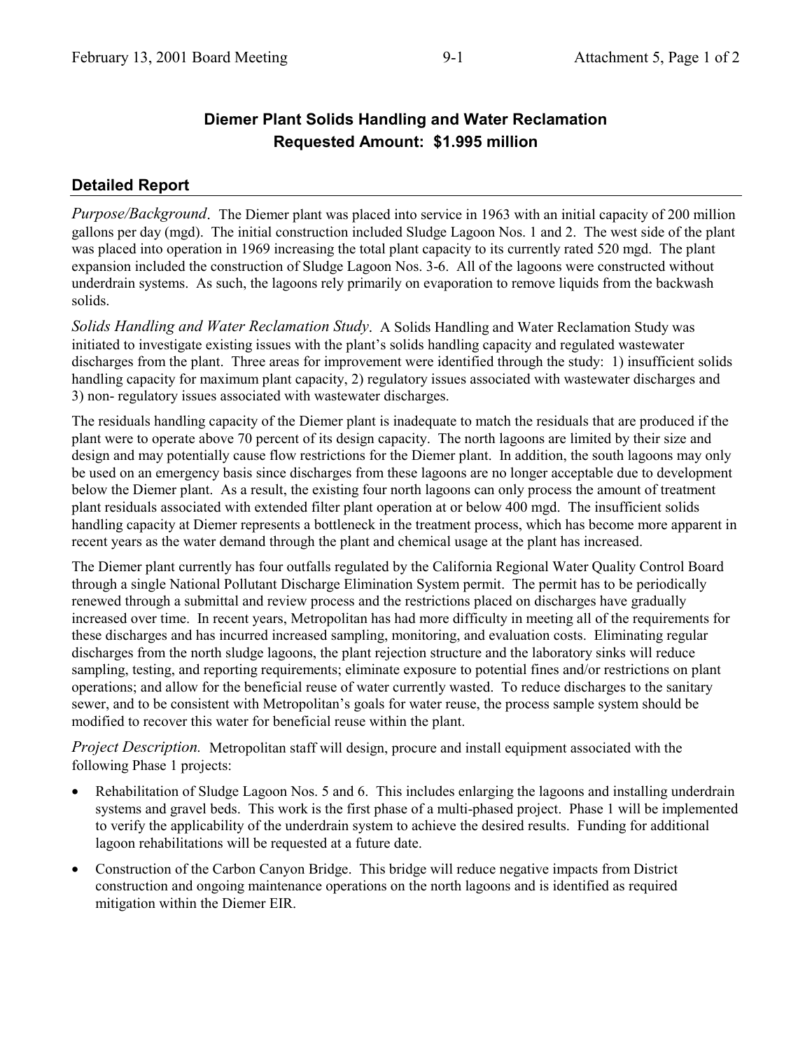## Diemer Plant Solids Handling and Water Reclamation
## Requested Amount: $1.995 million

### Detailed Report

*Purpose/Background*. The Diemer plant was placed into service in 1963 with an initial capacity of 200 million gallons per day (mgd). The initial construction included Sludge Lagoon Nos. 1 and 2. The west side of the plant was placed into operation in 1969 increasing the total plant capacity to its currently rated 520 mgd. The plant expansion included the construction of Sludge Lagoon Nos. 3-6. All of the lagoons were constructed without underdrain systems. As such, the lagoons rely primarily on evaporation to remove liquids from the backwash solids.

*Solids Handling and Water Reclamation Study*. A Solids Handling and Water Reclamation Study was initiated to investigate existing issues with the plant's solids handling capacity and regulated wastewater discharges from the plant. Three areas for improvement were identified through the study: 1) insufficient solids handling capacity for maximum plant capacity, 2) regulatory issues associated with wastewater discharges and 3) non- regulatory issues associated with wastewater discharges.

The residuals handling capacity of the Diemer plant is inadequate to match the residuals that are produced if the plant were to operate above 70 percent of its design capacity. The north lagoons are limited by their size and design and may potentially cause flow restrictions for the Diemer plant. In addition, the south lagoons may only be used on an emergency basis since discharges from these lagoons are no longer acceptable due to development below the Diemer plant. As a result, the existing four north lagoons can only process the amount of treatment plant residuals associated with extended filter plant operation at or below 400 mgd. The insufficient solids handling capacity at Diemer represents a bottleneck in the treatment process, which has become more apparent in recent years as the water demand through the plant and chemical usage at the plant has increased.

The Diemer plant currently has four outfalls regulated by the California Regional Water Quality Control Board through a single National Pollutant Discharge Elimination System permit. The permit has to be periodically renewed through a submittal and review process and the restrictions placed on discharges have gradually increased over time. In recent years, Metropolitan has had more difficulty in meeting all of the requirements for these discharges and has incurred increased sampling, monitoring, and evaluation costs. Eliminating regular discharges from the north sludge lagoons, the plant rejection structure and the laboratory sinks will reduce sampling, testing, and reporting requirements; eliminate exposure to potential fines and/or restrictions on plant operations; and allow for the beneficial reuse of water currently wasted. To reduce discharges to the sanitary sewer, and to be consistent with Metropolitan's goals for water reuse, the process sample system should be modified to recover this water for beneficial reuse within the plant.

*Project Description.* Metropolitan staff will design, procure and install equipment associated with the following Phase 1 projects:

- Rehabilitation of Sludge Lagoon Nos. 5 and 6. This includes enlarging the lagoons and installing underdrain systems and gravel beds. This work is the first phase of a multi-phased project. Phase 1 will be implemented to verify the applicability of the underdrain system to achieve the desired results. Funding for additional lagoon rehabilitations will be requested at a future date.
- Construction of the Carbon Canyon Bridge. This bridge will reduce negative impacts from District construction and ongoing maintenance operations on the north lagoons and is identified as required mitigation within the Diemer EIR.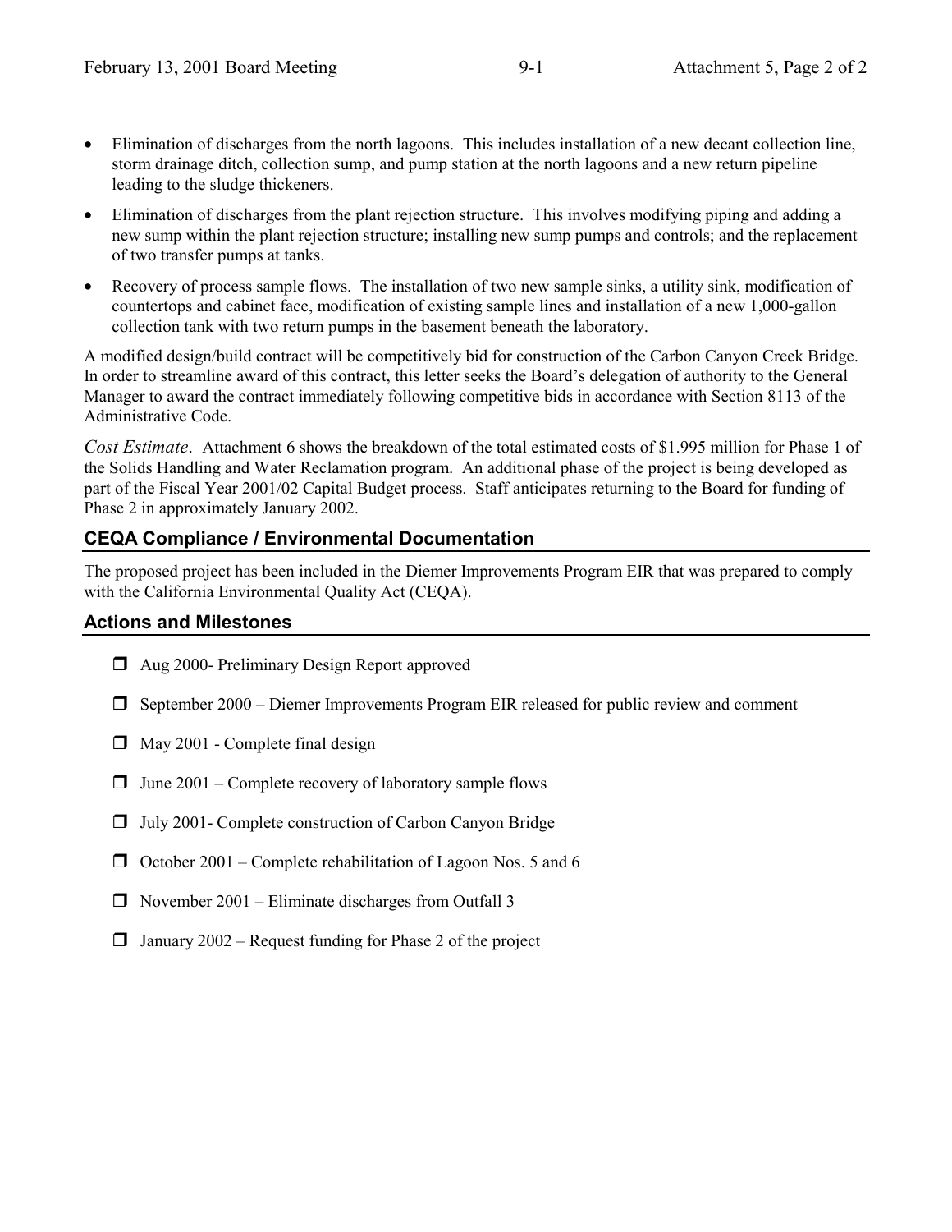- Elimination of discharges from the north lagoons. This includes installation of a new decant collection line, storm drainage ditch, collection sump, and pump station at the north lagoons and a new return pipeline leading to the sludge thickeners.
- Elimination of discharges from the plant rejection structure. This involves modifying piping and adding a new sump within the plant rejection structure; installing new sump pumps and controls; and the replacement of two transfer pumps at tanks.
- Recovery of process sample flows. The installation of two new sample sinks, a utility sink, modification of countertops and cabinet face, modification of existing sample lines and installation of a new 1,000-gallon collection tank with two return pumps in the basement beneath the laboratory.

A modified design/build contract will be competitively bid for construction of the Carbon Canyon Creek Bridge. In order to streamline award of this contract, this letter seeks the Board's delegation of authority to the General Manager to award the contract immediately following competitive bids in accordance with Section 8113 of the Administrative Code.

*Cost Estimate*. Attachment 6 shows the breakdown of the total estimated costs of $1.995 million for Phase 1 of the Solids Handling and Water Reclamation program. An additional phase of the project is being developed as part of the Fiscal Year 2001/02 Capital Budget process. Staff anticipates returning to the Board for funding of Phase 2 in approximately January 2002.

## CEQA Compliance / Environmental Documentation

The proposed project has been included in the Diemer Improvements Program EIR that was prepared to comply with the California Environmental Quality Act (CEQA).

## Actions and Milestones

- ❒ Aug 2000- Preliminary Design Report approved
- ❒ September 2000 – Diemer Improvements Program EIR released for public review and comment
- ❒ May 2001 - Complete final design
- ❒ June 2001 – Complete recovery of laboratory sample flows
- ❒ July 2001- Complete construction of Carbon Canyon Bridge
- ❒ October 2001 – Complete rehabilitation of Lagoon Nos. 5 and 6
- ❒ November 2001 – Eliminate discharges from Outfall 3
- ❒ January 2002 – Request funding for Phase 2 of the project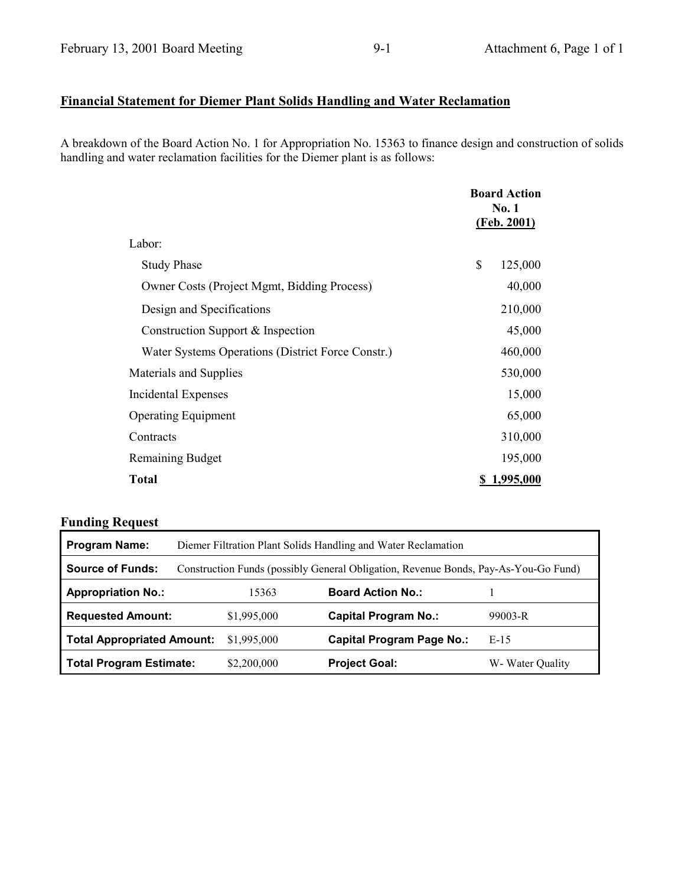## Financial Statement for Diemer Plant Solids Handling and Water Reclamation

A breakdown of the Board Action No. 1 for Appropriation No. 15363 to finance design and construction of solids handling and water reclamation facilities for the Diemer plant is as follows:

| | Board Action No. 1 (Feb. 2001) |
|---|---|
| Labor: | |
| Study Phase | $ 125,000 |
| Owner Costs (Project Mgmt, Bidding Process) | 40,000 |
| Design and Specifications | 210,000 |
| Construction Support & Inspection | 45,000 |
| Water Systems Operations (District Force Constr.) | 460,000 |
| Materials and Supplies | 530,000 |
| Incidental Expenses | 15,000 |
| Operating Equipment | 65,000 |
| Contracts | 310,000 |
| Remaining Budget | 195,000 |
| **Total** | **$ 1,995,000** |

### Funding Request

| **Program Name:** | Diemer Filtration Plant Solids Handling and Water Reclamation | | |
|---|---|---|---|
| **Source of Funds:** | Construction Funds (possibly General Obligation, Revenue Bonds, Pay-As-You-Go Fund) | | |
| **Appropriation No.:** | 15363 | **Board Action No.:** | 1 |
| **Requested Amount:** | $1,995,000 | **Capital Program No.:** | 99003-R |
| **Total Appropriated Amount:** | $1,995,000 | **Capital Program Page No.:** | E-15 |
| **Total Program Estimate:** | $2,200,000 | **Project Goal:** | W- Water Quality |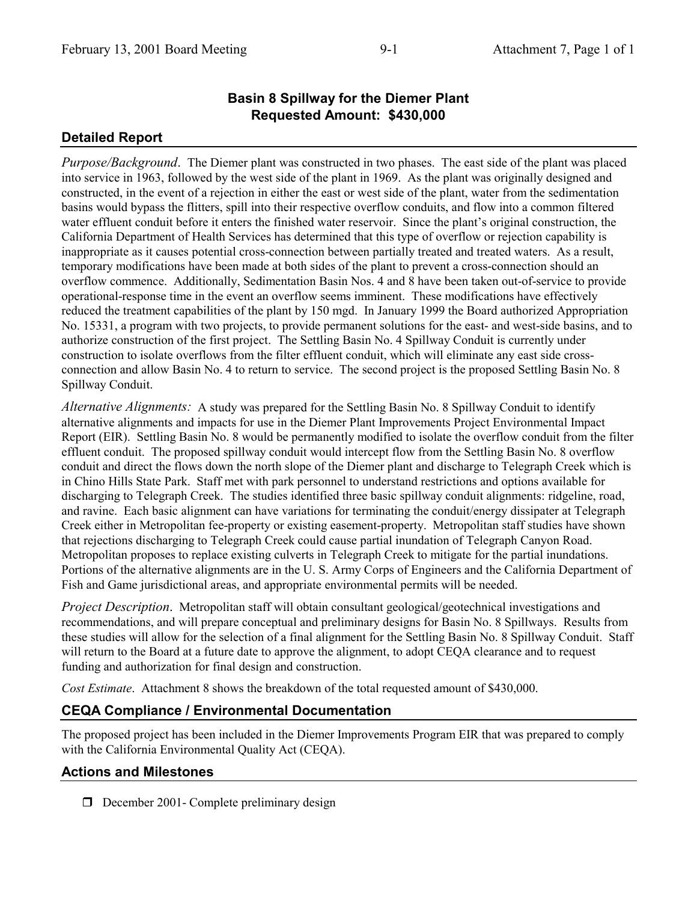## Basin 8 Spillway for the Diemer Plant
## Requested Amount: $430,000

## Detailed Report

*Purpose/Background*. The Diemer plant was constructed in two phases. The east side of the plant was placed into service in 1963, followed by the west side of the plant in 1969. As the plant was originally designed and constructed, in the event of a rejection in either the east or west side of the plant, water from the sedimentation basins would bypass the flitters, spill into their respective overflow conduits, and flow into a common filtered water effluent conduit before it enters the finished water reservoir. Since the plant's original construction, the California Department of Health Services has determined that this type of overflow or rejection capability is inappropriate as it causes potential cross-connection between partially treated and treated waters. As a result, temporary modifications have been made at both sides of the plant to prevent a cross-connection should an overflow commence. Additionally, Sedimentation Basin Nos. 4 and 8 have been taken out-of-service to provide operational-response time in the event an overflow seems imminent. These modifications have effectively reduced the treatment capabilities of the plant by 150 mgd. In January 1999 the Board authorized Appropriation No. 15331, a program with two projects, to provide permanent solutions for the east- and west-side basins, and to authorize construction of the first project. The Settling Basin No. 4 Spillway Conduit is currently under construction to isolate overflows from the filter effluent conduit, which will eliminate any east side cross-connection and allow Basin No. 4 to return to service. The second project is the proposed Settling Basin No. 8 Spillway Conduit.

*Alternative Alignments:* A study was prepared for the Settling Basin No. 8 Spillway Conduit to identify alternative alignments and impacts for use in the Diemer Plant Improvements Project Environmental Impact Report (EIR). Settling Basin No. 8 would be permanently modified to isolate the overflow conduit from the filter effluent conduit. The proposed spillway conduit would intercept flow from the Settling Basin No. 8 overflow conduit and direct the flows down the north slope of the Diemer plant and discharge to Telegraph Creek which is in Chino Hills State Park. Staff met with park personnel to understand restrictions and options available for discharging to Telegraph Creek. The studies identified three basic spillway conduit alignments: ridgeline, road, and ravine. Each basic alignment can have variations for terminating the conduit/energy dissipater at Telegraph Creek either in Metropolitan fee-property or existing easement-property. Metropolitan staff studies have shown that rejections discharging to Telegraph Creek could cause partial inundation of Telegraph Canyon Road. Metropolitan proposes to replace existing culverts in Telegraph Creek to mitigate for the partial inundations. Portions of the alternative alignments are in the U. S. Army Corps of Engineers and the California Department of Fish and Game jurisdictional areas, and appropriate environmental permits will be needed.

*Project Description*. Metropolitan staff will obtain consultant geological/geotechnical investigations and recommendations, and will prepare conceptual and preliminary designs for Basin No. 8 Spillways. Results from these studies will allow for the selection of a final alignment for the Settling Basin No. 8 Spillway Conduit. Staff will return to the Board at a future date to approve the alignment, to adopt CEQA clearance and to request funding and authorization for final design and construction.

*Cost Estimate*. Attachment 8 shows the breakdown of the total requested amount of $430,000.

## CEQA Compliance / Environmental Documentation

The proposed project has been included in the Diemer Improvements Program EIR that was prepared to comply with the California Environmental Quality Act (CEQA).

## Actions and Milestones

- ☐ December 2001- Complete preliminary design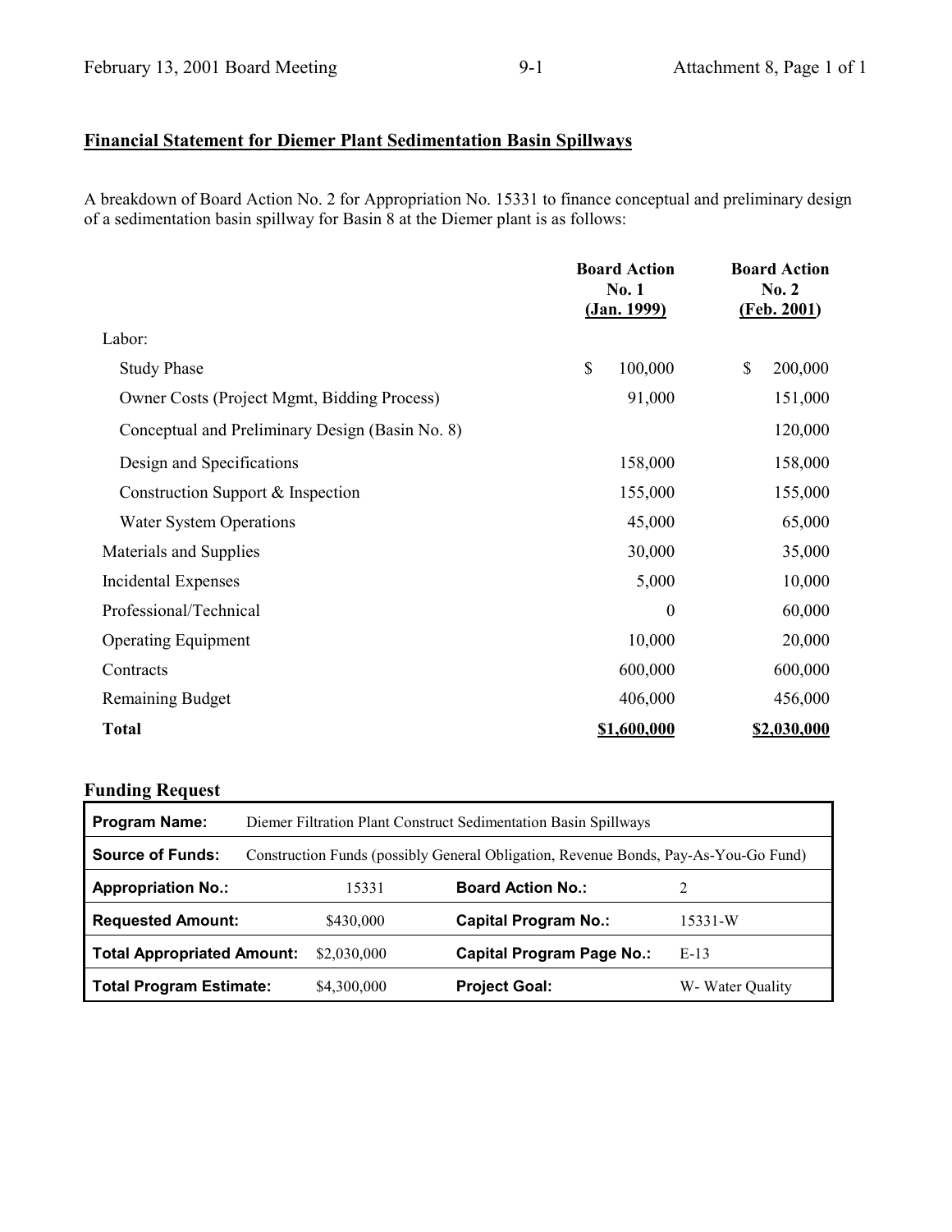## Financial Statement for Diemer Plant Sedimentation Basin Spillways

A breakdown of Board Action No. 2 for Appropriation No. 15331 to finance conceptual and preliminary design of a sedimentation basin spillway for Basin 8 at the Diemer plant is as follows:

| | Board Action No. 1 (Jan. 1999) | Board Action No. 2 (Feb. 2001) |
|---|---|---|
| Labor: | | |
| Study Phase | $ 100,000 | $ 200,000 |
| Owner Costs (Project Mgmt, Bidding Process) | 91,000 | 151,000 |
| Conceptual and Preliminary Design (Basin No. 8) | | 120,000 |
| Design and Specifications | 158,000 | 158,000 |
| Construction Support & Inspection | 155,000 | 155,000 |
| Water System Operations | 45,000 | 65,000 |
| Materials and Supplies | 30,000 | 35,000 |
| Incidental Expenses | 5,000 | 10,000 |
| Professional/Technical | 0 | 60,000 |
| Operating Equipment | 10,000 | 20,000 |
| Contracts | 600,000 | 600,000 |
| Remaining Budget | 406,000 | 456,000 |
| **Total** | **$1,600,000** | **$2,030,000** |

### Funding Request

| | | | |
|---|---|---|---|
| **Program Name:** | Diemer Filtration Plant Construct Sedimentation Basin Spillways | | |
| **Source of Funds:** | Construction Funds (possibly General Obligation, Revenue Bonds, Pay-As-You-Go Fund) | | |
| **Appropriation No.:** | 15331 | **Board Action No.:** | 2 |
| **Requested Amount:** | $430,000 | **Capital Program No.:** | 15331-W |
| **Total Appropriated Amount:** | $2,030,000 | **Capital Program Page No.:** | E-13 |
| **Total Program Estimate:** | $4,300,000 | **Project Goal:** | W- Water Quality |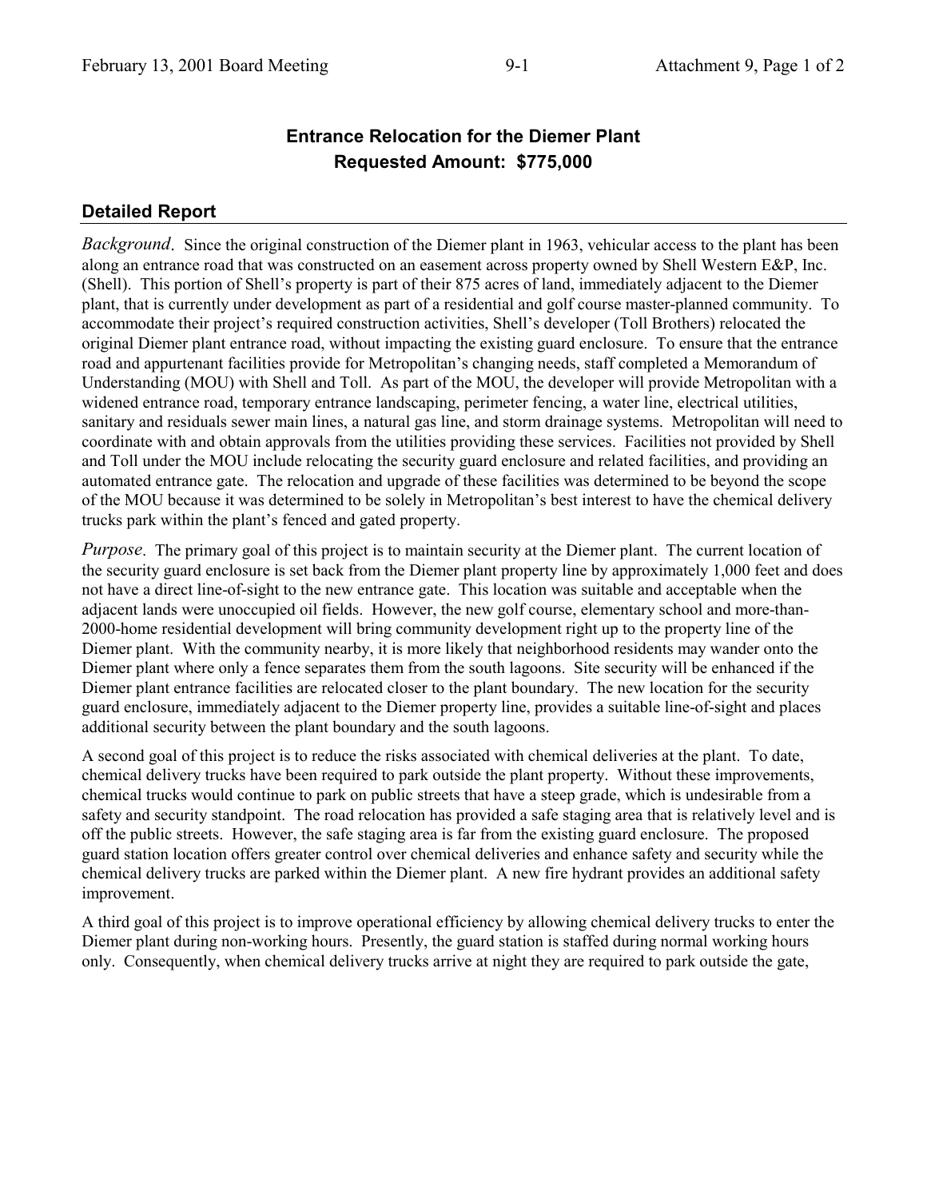## Entrance Relocation for the Diemer Plant
## Requested Amount: $775,000

### Detailed Report

*Background*. Since the original construction of the Diemer plant in 1963, vehicular access to the plant has been along an entrance road that was constructed on an easement across property owned by Shell Western E&P, Inc. (Shell). This portion of Shell's property is part of their 875 acres of land, immediately adjacent to the Diemer plant, that is currently under development as part of a residential and golf course master-planned community. To accommodate their project's required construction activities, Shell's developer (Toll Brothers) relocated the original Diemer plant entrance road, without impacting the existing guard enclosure. To ensure that the entrance road and appurtenant facilities provide for Metropolitan's changing needs, staff completed a Memorandum of Understanding (MOU) with Shell and Toll. As part of the MOU, the developer will provide Metropolitan with a widened entrance road, temporary entrance landscaping, perimeter fencing, a water line, electrical utilities, sanitary and residuals sewer main lines, a natural gas line, and storm drainage systems. Metropolitan will need to coordinate with and obtain approvals from the utilities providing these services. Facilities not provided by Shell and Toll under the MOU include relocating the security guard enclosure and related facilities, and providing an automated entrance gate. The relocation and upgrade of these facilities was determined to be beyond the scope of the MOU because it was determined to be solely in Metropolitan's best interest to have the chemical delivery trucks park within the plant's fenced and gated property.

*Purpose*. The primary goal of this project is to maintain security at the Diemer plant. The current location of the security guard enclosure is set back from the Diemer plant property line by approximately 1,000 feet and does not have a direct line-of-sight to the new entrance gate. This location was suitable and acceptable when the adjacent lands were unoccupied oil fields. However, the new golf course, elementary school and more-than-2000-home residential development will bring community development right up to the property line of the Diemer plant. With the community nearby, it is more likely that neighborhood residents may wander onto the Diemer plant where only a fence separates them from the south lagoons. Site security will be enhanced if the Diemer plant entrance facilities are relocated closer to the plant boundary. The new location for the security guard enclosure, immediately adjacent to the Diemer property line, provides a suitable line-of-sight and places additional security between the plant boundary and the south lagoons.

A second goal of this project is to reduce the risks associated with chemical deliveries at the plant. To date, chemical delivery trucks have been required to park outside the plant property. Without these improvements, chemical trucks would continue to park on public streets that have a steep grade, which is undesirable from a safety and security standpoint. The road relocation has provided a safe staging area that is relatively level and is off the public streets. However, the safe staging area is far from the existing guard enclosure. The proposed guard station location offers greater control over chemical deliveries and enhance safety and security while the chemical delivery trucks are parked within the Diemer plant. A new fire hydrant provides an additional safety improvement.

A third goal of this project is to improve operational efficiency by allowing chemical delivery trucks to enter the Diemer plant during non-working hours. Presently, the guard station is staffed during normal working hours only. Consequently, when chemical delivery trucks arrive at night they are required to park outside the gate,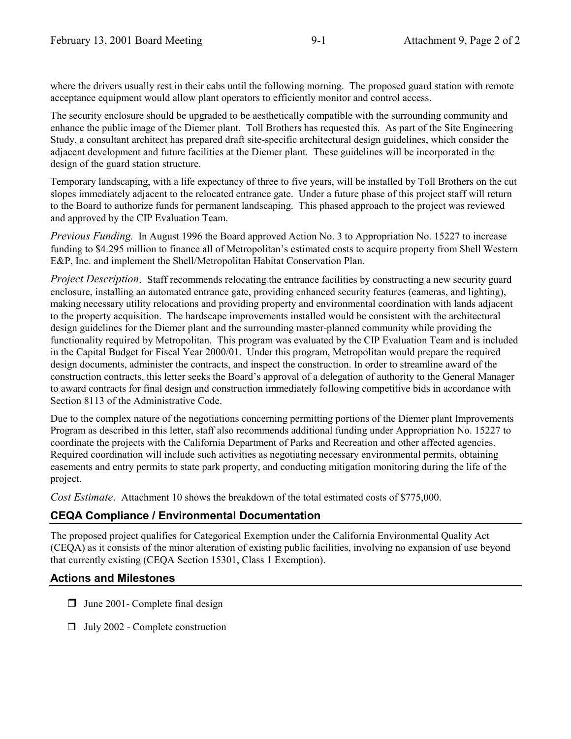where the drivers usually rest in their cabs until the following morning. The proposed guard station with remote acceptance equipment would allow plant operators to efficiently monitor and control access.

The security enclosure should be upgraded to be aesthetically compatible with the surrounding community and enhance the public image of the Diemer plant. Toll Brothers has requested this. As part of the Site Engineering Study, a consultant architect has prepared draft site-specific architectural design guidelines, which consider the adjacent development and future facilities at the Diemer plant. These guidelines will be incorporated in the design of the guard station structure.

Temporary landscaping, with a life expectancy of three to five years, will be installed by Toll Brothers on the cut slopes immediately adjacent to the relocated entrance gate. Under a future phase of this project staff will return to the Board to authorize funds for permanent landscaping. This phased approach to the project was reviewed and approved by the CIP Evaluation Team.

*Previous Funding.* In August 1996 the Board approved Action No. 3 to Appropriation No. 15227 to increase funding to \$4.295 million to finance all of Metropolitan's estimated costs to acquire property from Shell Western E&P, Inc. and implement the Shell/Metropolitan Habitat Conservation Plan.

*Project Description*. Staff recommends relocating the entrance facilities by constructing a new security guard enclosure, installing an automated entrance gate, providing enhanced security features (cameras, and lighting), making necessary utility relocations and providing property and environmental coordination with lands adjacent to the property acquisition. The hardscape improvements installed would be consistent with the architectural design guidelines for the Diemer plant and the surrounding master-planned community while providing the functionality required by Metropolitan. This program was evaluated by the CIP Evaluation Team and is included in the Capital Budget for Fiscal Year 2000/01. Under this program, Metropolitan would prepare the required design documents, administer the contracts, and inspect the construction. In order to streamline award of the construction contracts, this letter seeks the Board's approval of a delegation of authority to the General Manager to award contracts for final design and construction immediately following competitive bids in accordance with Section 8113 of the Administrative Code.

Due to the complex nature of the negotiations concerning permitting portions of the Diemer plant Improvements Program as described in this letter, staff also recommends additional funding under Appropriation No. 15227 to coordinate the projects with the California Department of Parks and Recreation and other affected agencies. Required coordination will include such activities as negotiating necessary environmental permits, obtaining easements and entry permits to state park property, and conducting mitigation monitoring during the life of the project.

*Cost Estimate*. Attachment 10 shows the breakdown of the total estimated costs of \$775,000.

## CEQA Compliance / Environmental Documentation

The proposed project qualifies for Categorical Exemption under the California Environmental Quality Act (CEQA) as it consists of the minor alteration of existing public facilities, involving no expansion of use beyond that currently existing (CEQA Section 15301, Class 1 Exemption).

## Actions and Milestones

- June 2001- Complete final design
- July 2002 - Complete construction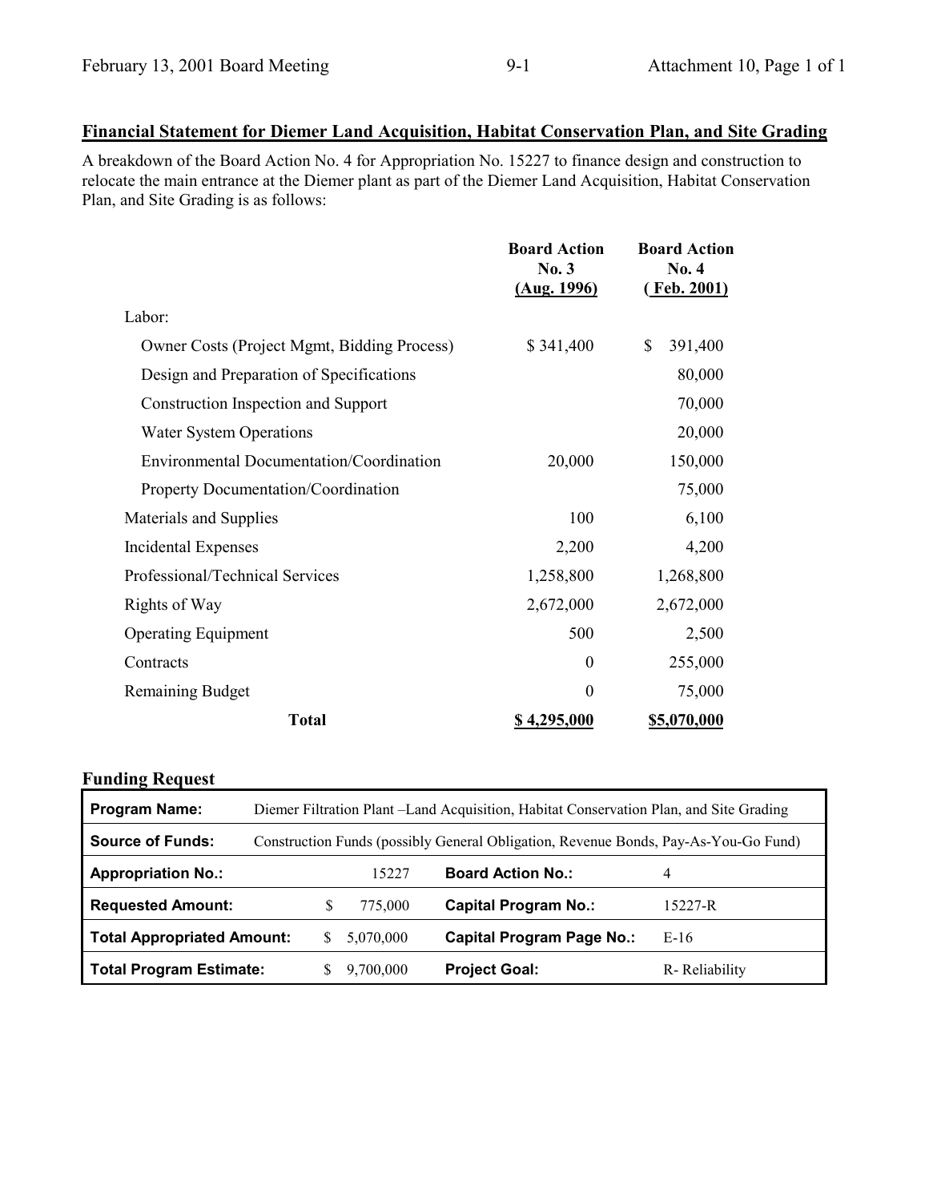## Financial Statement for Diemer Land Acquisition, Habitat Conservation Plan, and Site Grading

A breakdown of the Board Action No. 4 for Appropriation No. 15227 to finance design and construction to relocate the main entrance at the Diemer plant as part of the Diemer Land Acquisition, Habitat Conservation Plan, and Site Grading is as follows:

| | Board Action No. 3 (Aug. 1996) | Board Action No. 4 (Feb. 2001) |
|---|---|---|
| Labor: | | |
| Owner Costs (Project Mgmt, Bidding Process) | $ 341,400 | $ 391,400 |
| Design and Preparation of Specifications | | 80,000 |
| Construction Inspection and Support | | 70,000 |
| Water System Operations | | 20,000 |
| Environmental Documentation/Coordination | 20,000 | 150,000 |
| Property Documentation/Coordination | | 75,000 |
| Materials and Supplies | 100 | 6,100 |
| Incidental Expenses | 2,200 | 4,200 |
| Professional/Technical Services | 1,258,800 | 1,268,800 |
| Rights of Way | 2,672,000 | 2,672,000 |
| Operating Equipment | 500 | 2,500 |
| Contracts | 0 | 255,000 |
| Remaining Budget | 0 | 75,000 |
| **Total** | **$ 4,295,000** | **$5,070,000** |

### Funding Request

| | | | |
|---|---|---|---|
| **Program Name:** | Diemer Filtration Plant –Land Acquisition, Habitat Conservation Plan, and Site Grading | | |
| **Source of Funds:** | Construction Funds (possibly General Obligation, Revenue Bonds, Pay-As-You-Go Fund) | | |
| **Appropriation No.:** | 15227 | **Board Action No.:** | 4 |
| **Requested Amount:** | $ 775,000 | **Capital Program No.:** | 15227-R |
| **Total Appropriated Amount:** | $ 5,070,000 | **Capital Program Page No.:** | E-16 |
| **Total Program Estimate:** | $ 9,700,000 | **Project Goal:** | R- Reliability |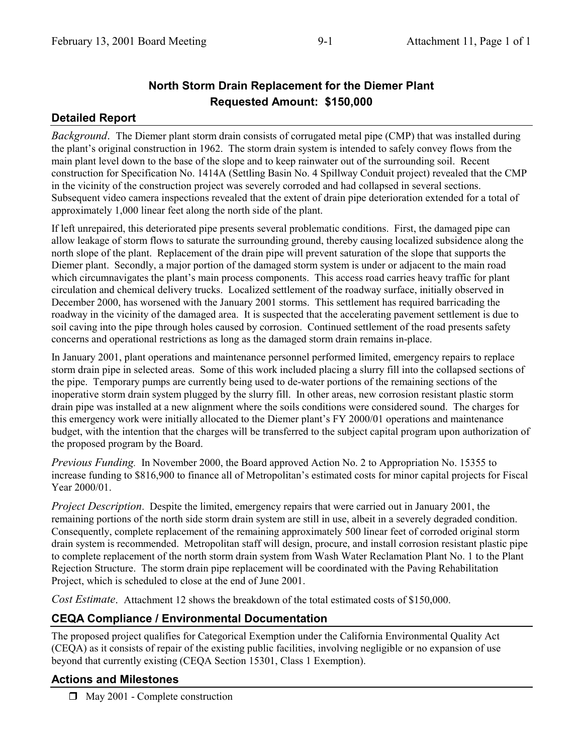# North Storm Drain Replacement for the Diemer Plant
# Requested Amount: $150,000

## Detailed Report

*Background*. The Diemer plant storm drain consists of corrugated metal pipe (CMP) that was installed during the plant's original construction in 1962. The storm drain system is intended to safely convey flows from the main plant level down to the base of the slope and to keep rainwater out of the surrounding soil. Recent construction for Specification No. 1414A (Settling Basin No. 4 Spillway Conduit project) revealed that the CMP in the vicinity of the construction project was severely corroded and had collapsed in several sections. Subsequent video camera inspections revealed that the extent of drain pipe deterioration extended for a total of approximately 1,000 linear feet along the north side of the plant.

If left unrepaired, this deteriorated pipe presents several problematic conditions. First, the damaged pipe can allow leakage of storm flows to saturate the surrounding ground, thereby causing localized subsidence along the north slope of the plant. Replacement of the drain pipe will prevent saturation of the slope that supports the Diemer plant. Secondly, a major portion of the damaged storm system is under or adjacent to the main road which circumnavigates the plant's main process components. This access road carries heavy traffic for plant circulation and chemical delivery trucks. Localized settlement of the roadway surface, initially observed in December 2000, has worsened with the January 2001 storms. This settlement has required barricading the roadway in the vicinity of the damaged area. It is suspected that the accelerating pavement settlement is due to soil caving into the pipe through holes caused by corrosion. Continued settlement of the road presents safety concerns and operational restrictions as long as the damaged storm drain remains in-place.

In January 2001, plant operations and maintenance personnel performed limited, emergency repairs to replace storm drain pipe in selected areas. Some of this work included placing a slurry fill into the collapsed sections of the pipe. Temporary pumps are currently being used to de-water portions of the remaining sections of the inoperative storm drain system plugged by the slurry fill. In other areas, new corrosion resistant plastic storm drain pipe was installed at a new alignment where the soils conditions were considered sound. The charges for this emergency work were initially allocated to the Diemer plant's FY 2000/01 operations and maintenance budget, with the intention that the charges will be transferred to the subject capital program upon authorization of the proposed program by the Board.

*Previous Funding.* In November 2000, the Board approved Action No. 2 to Appropriation No. 15355 to increase funding to $816,900 to finance all of Metropolitan's estimated costs for minor capital projects for Fiscal Year 2000/01.

*Project Description*. Despite the limited, emergency repairs that were carried out in January 2001, the remaining portions of the north side storm drain system are still in use, albeit in a severely degraded condition. Consequently, complete replacement of the remaining approximately 500 linear feet of corroded original storm drain system is recommended. Metropolitan staff will design, procure, and install corrosion resistant plastic pipe to complete replacement of the north storm drain system from Wash Water Reclamation Plant No. 1 to the Plant Rejection Structure. The storm drain pipe replacement will be coordinated with the Paving Rehabilitation Project, which is scheduled to close at the end of June 2001.

*Cost Estimate*. Attachment 12 shows the breakdown of the total estimated costs of $150,000.

## CEQA Compliance / Environmental Documentation

The proposed project qualifies for Categorical Exemption under the California Environmental Quality Act (CEQA) as it consists of repair of the existing public facilities, involving negligible or no expansion of use beyond that currently existing (CEQA Section 15301, Class 1 Exemption).

## Actions and Milestones

- May 2001 - Complete construction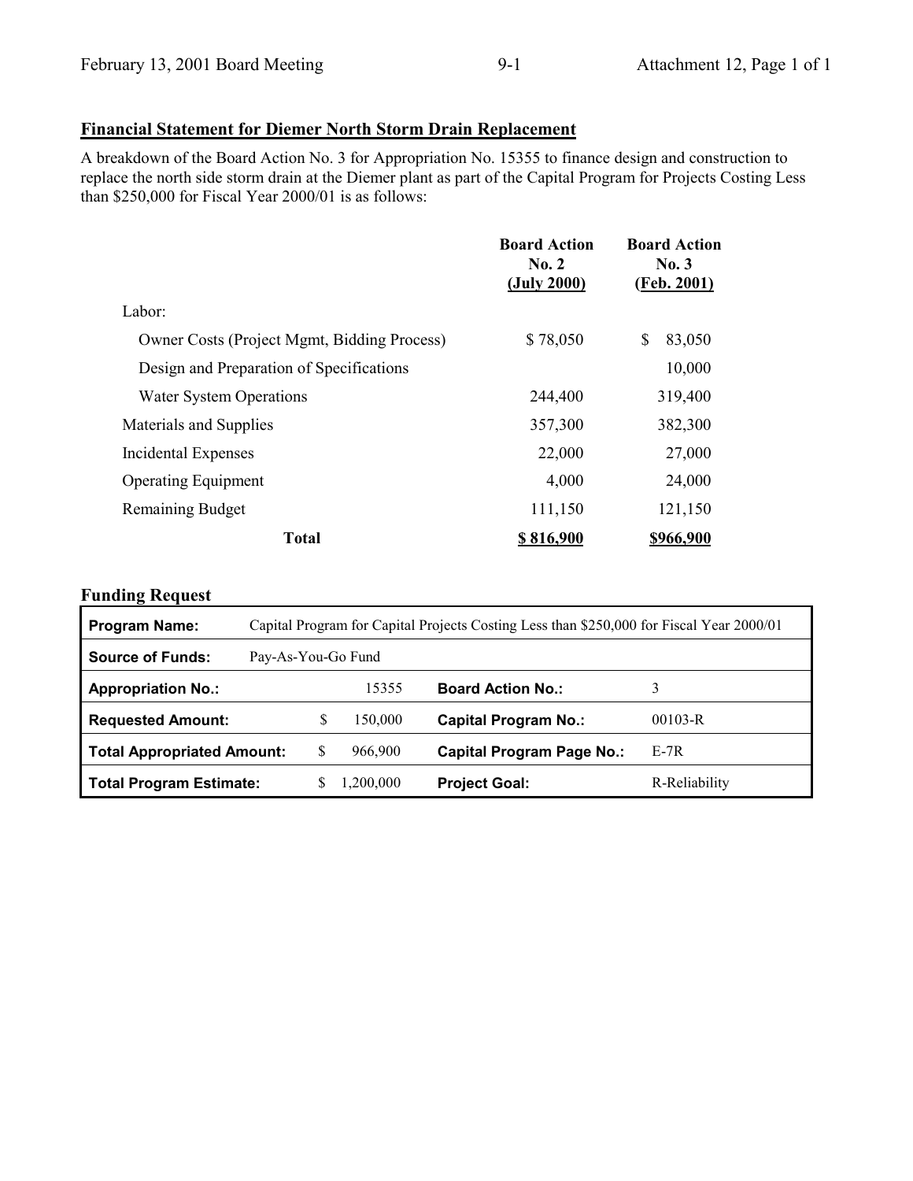## Financial Statement for Diemer North Storm Drain Replacement

A breakdown of the Board Action No. 3 for Appropriation No. 15355 to finance design and construction to replace the north side storm drain at the Diemer plant as part of the Capital Program for Projects Costing Less than $250,000 for Fiscal Year 2000/01 is as follows:

| | Board Action No. 2 (July 2000) | Board Action No. 3 (Feb. 2001) |
|---|---|---|
| Labor: | | |
| Owner Costs (Project Mgmt, Bidding Process) | $ 78,050 | $ 83,050 |
| Design and Preparation of Specifications | | 10,000 |
| Water System Operations | 244,400 | 319,400 |
| Materials and Supplies | 357,300 | 382,300 |
| Incidental Expenses | 22,000 | 27,000 |
| Operating Equipment | 4,000 | 24,000 |
| Remaining Budget | 111,150 | 121,150 |
| **Total** | **$ 816,900** | **$966,900** |

## Funding Request

| | | | |
|---|---|---|---|
| **Program Name:** | Capital Program for Capital Projects Costing Less than $250,000 for Fiscal Year 2000/01 | | |
| **Source of Funds:** | Pay-As-You-Go Fund | | |
| **Appropriation No.:** | 15355 | **Board Action No.:** | 3 |
| **Requested Amount:** | $ 150,000 | **Capital Program No.:** | 00103-R |
| **Total Appropriated Amount:** | $ 966,900 | **Capital Program Page No.:** | E-7R |
| **Total Program Estimate:** | $ 1,200,000 | **Project Goal:** | R-Reliability |